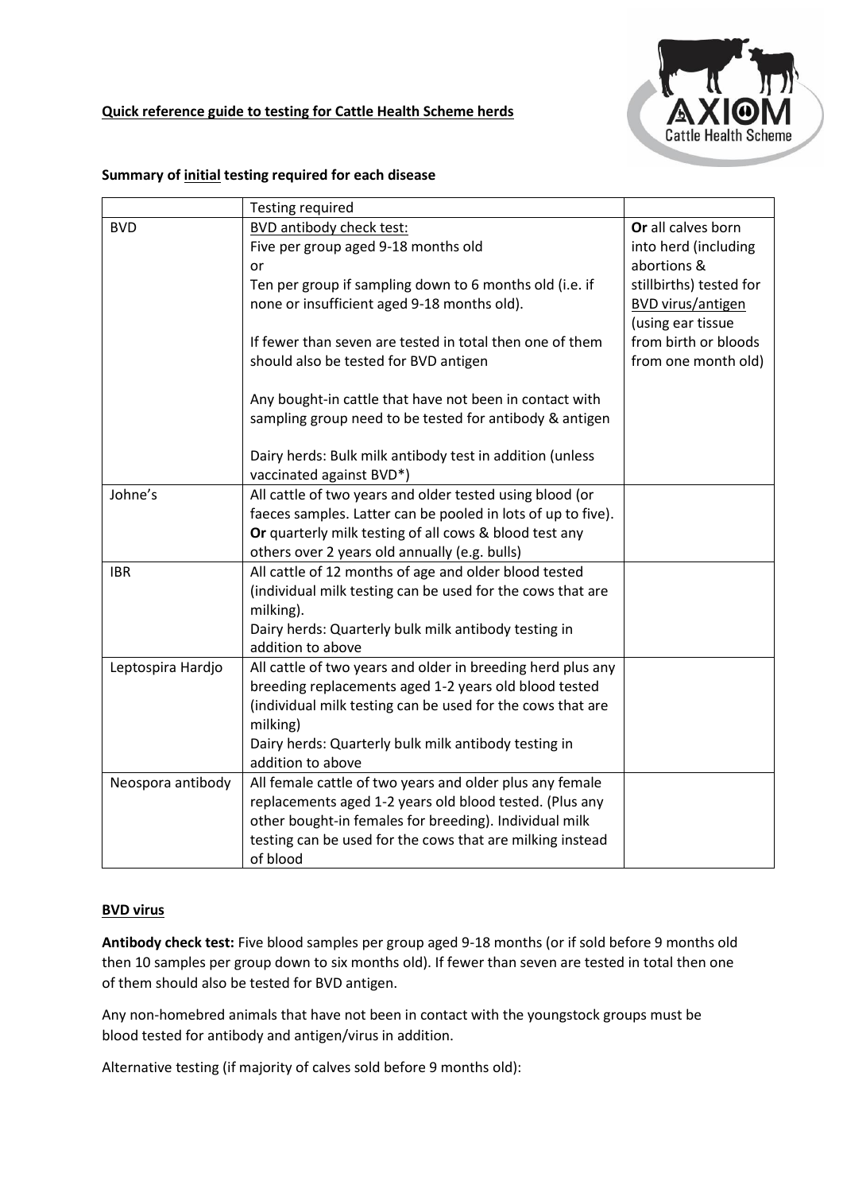**Quick reference guide to testing for Cattle Health Scheme herds**

**Summary of initial testing required for each disease**

| | Testing required | |
|---|---|---|
| BVD | BVD antibody check test:<br>Five per group aged 9-18 months old<br>or<br>Ten per group if sampling down to 6 months old (i.e. if none or insufficient aged 9-18 months old).<br><br>If fewer than seven are tested in total then one of them should also be tested for BVD antigen<br><br>Any bought-in cattle that have not been in contact with sampling group need to be tested for antibody & antigen<br><br>Dairy herds: Bulk milk antibody test in addition (unless vaccinated against BVD*) | **Or** all calves born into herd (including abortions & stillbirths) tested for BVD virus/antigen (using ear tissue from birth or bloods from one month old) |
| Johne's | All cattle of two years and older tested using blood (or faeces samples. Latter can be pooled in lots of up to five). **Or** quarterly milk testing of all cows & blood test any others over 2 years old annually (e.g. bulls) | |
| IBR | All cattle of 12 months of age and older blood tested (individual milk testing can be used for the cows that are milking).<br>Dairy herds: Quarterly bulk milk antibody testing in addition to above | |
| Leptospira Hardjo | All cattle of two years and older in breeding herd plus any breeding replacements aged 1-2 years old blood tested (individual milk testing can be used for the cows that are milking)<br>Dairy herds: Quarterly bulk milk antibody testing in addition to above | |
| Neospora antibody | All female cattle of two years and older plus any female replacements aged 1-2 years old blood tested. (Plus any other bought-in females for breeding). Individual milk testing can be used for the cows that are milking instead of blood | |

**BVD virus**

**Antibody check test:** Five blood samples per group aged 9-18 months (or if sold before 9 months old then 10 samples per group down to six months old). If fewer than seven are tested in total then one of them should also be tested for BVD antigen.

Any non-homebred animals that have not been in contact with the youngstock groups must be blood tested for antibody and antigen/virus in addition.

Alternative testing (if majority of calves sold before 9 months old):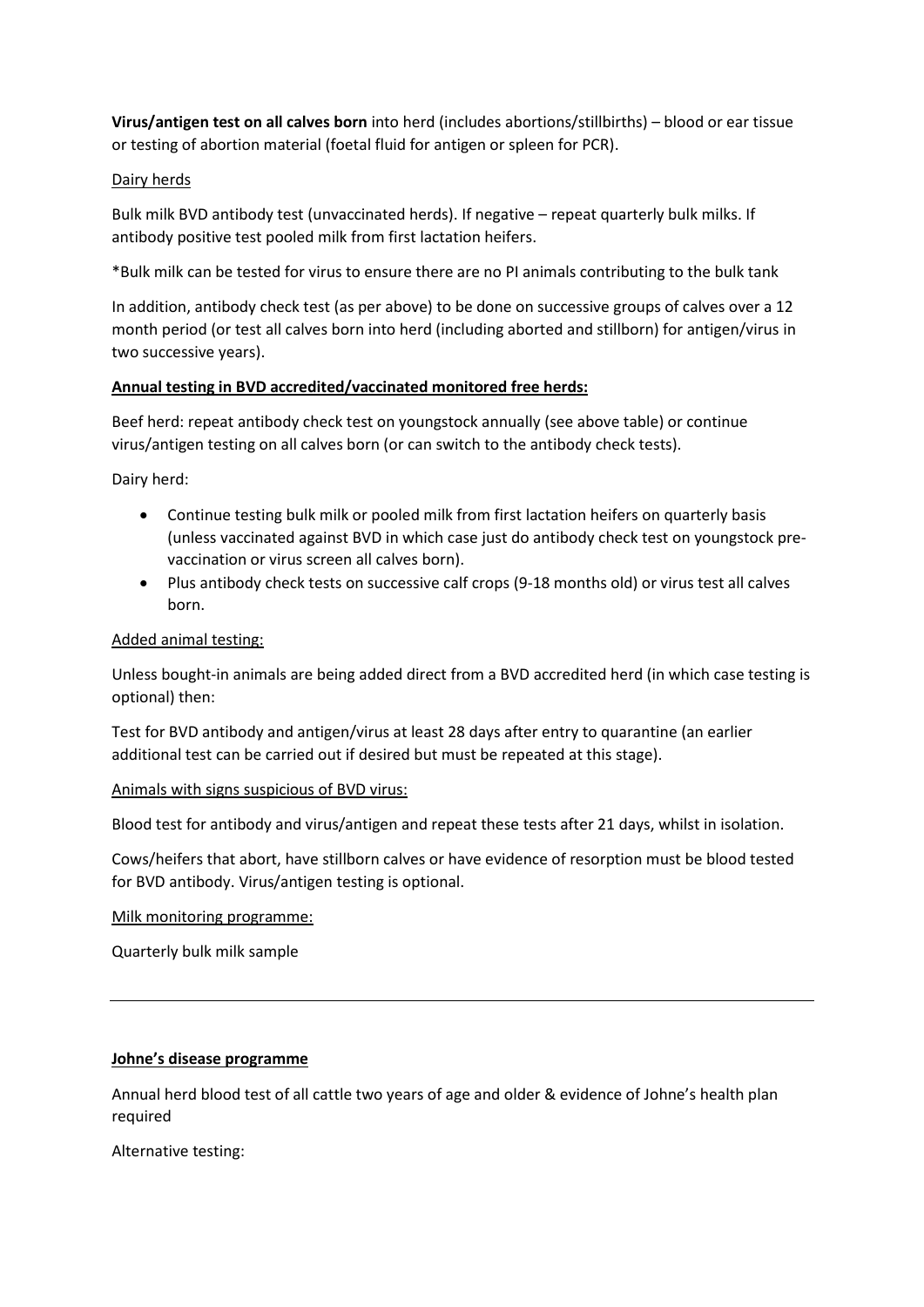**Virus/antigen test on all calves born** into herd (includes abortions/stillbirths) – blood or ear tissue or testing of abortion material (foetal fluid for antigen or spleen for PCR).

<u>Dairy herds</u>

Bulk milk BVD antibody test (unvaccinated herds). If negative – repeat quarterly bulk milks. If antibody positive test pooled milk from first lactation heifers.

*Bulk milk can be tested for virus to ensure there are no PI animals contributing to the bulk tank

In addition, antibody check test (as per above) to be done on successive groups of calves over a 12 month period (or test all calves born into herd (including aborted and stillborn) for antigen/virus in two successive years).

**<u>Annual testing in BVD accredited/vaccinated monitored free herds:</u>**

Beef herd: repeat antibody check test on youngstock annually (see above table) or continue virus/antigen testing on all calves born (or can switch to the antibody check tests).

Dairy herd:

- Continue testing bulk milk or pooled milk from first lactation heifers on quarterly basis (unless vaccinated against BVD in which case just do antibody check test on youngstock pre-vaccination or virus screen all calves born).
- Plus antibody check tests on successive calf crops (9-18 months old) or virus test all calves born.

<u>Added animal testing:</u>

Unless bought-in animals are being added direct from a BVD accredited herd (in which case testing is optional) then:

Test for BVD antibody and antigen/virus at least 28 days after entry to quarantine (an earlier additional test can be carried out if desired but must be repeated at this stage).

<u>Animals with signs suspicious of BVD virus:</u>

Blood test for antibody and virus/antigen and repeat these tests after 21 days, whilst in isolation.

Cows/heifers that abort, have stillborn calves or have evidence of resorption must be blood tested for BVD antibody. Virus/antigen testing is optional.

<u>Milk monitoring programme:</u>

Quarterly bulk milk sample

---

**<u>Johne's disease programme</u>**

Annual herd blood test of all cattle two years of age and older & evidence of Johne's health plan required

Alternative testing: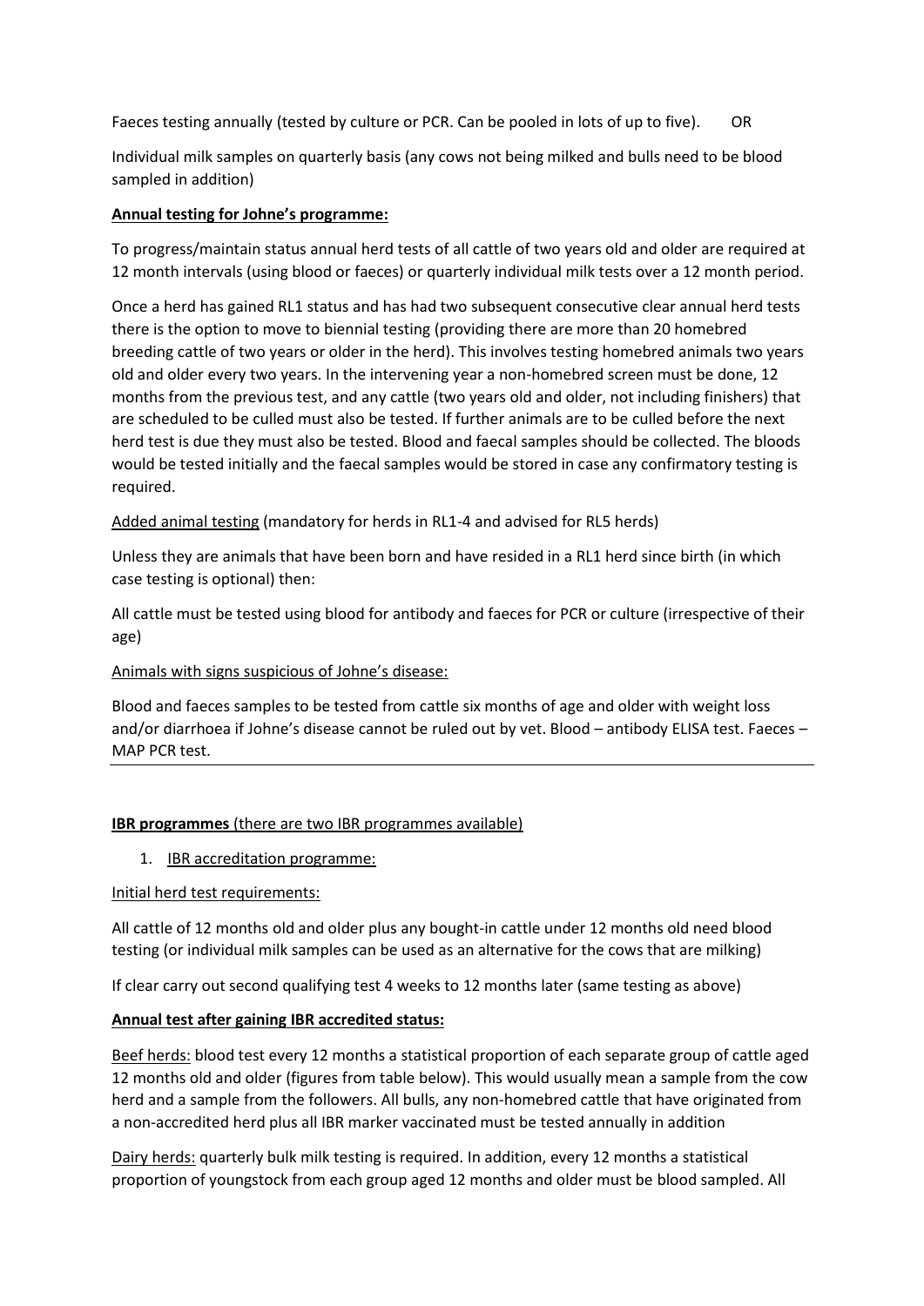Faeces testing annually (tested by culture or PCR. Can be pooled in lots of up to five). OR

Individual milk samples on quarterly basis (any cows not being milked and bulls need to be blood sampled in addition)

**Annual testing for Johne's programme:**

To progress/maintain status annual herd tests of all cattle of two years old and older are required at 12 month intervals (using blood or faeces) or quarterly individual milk tests over a 12 month period.

Once a herd has gained RL1 status and has had two subsequent consecutive clear annual herd tests there is the option to move to biennial testing (providing there are more than 20 homebred breeding cattle of two years or older in the herd). This involves testing homebred animals two years old and older every two years. In the intervening year a non-homebred screen must be done, 12 months from the previous test, and any cattle (two years old and older, not including finishers) that are scheduled to be culled must also be tested. If further animals are to be culled before the next herd test is due they must also be tested. Blood and faecal samples should be collected. The bloods would be tested initially and the faecal samples would be stored in case any confirmatory testing is required.

Added animal testing (mandatory for herds in RL1-4 and advised for RL5 herds)

Unless they are animals that have been born and have resided in a RL1 herd since birth (in which case testing is optional) then:

All cattle must be tested using blood for antibody and faeces for PCR or culture (irrespective of their age)

Animals with signs suspicious of Johne's disease:

Blood and faeces samples to be tested from cattle six months of age and older with weight loss and/or diarrhoea if Johne's disease cannot be ruled out by vet. Blood – antibody ELISA test. Faeces – MAP PCR test.

---

**IBR programmes** (there are two IBR programmes available)

1. IBR accreditation programme:

Initial herd test requirements:

All cattle of 12 months old and older plus any bought-in cattle under 12 months old need blood testing (or individual milk samples can be used as an alternative for the cows that are milking)

If clear carry out second qualifying test 4 weeks to 12 months later (same testing as above)

**Annual test after gaining IBR accredited status:**

Beef herds: blood test every 12 months a statistical proportion of each separate group of cattle aged 12 months old and older (figures from table below). This would usually mean a sample from the cow herd and a sample from the followers. All bulls, any non-homebred cattle that have originated from a non-accredited herd plus all IBR marker vaccinated must be tested annually in addition

Dairy herds: quarterly bulk milk testing is required. In addition, every 12 months a statistical proportion of youngstock from each group aged 12 months and older must be blood sampled. All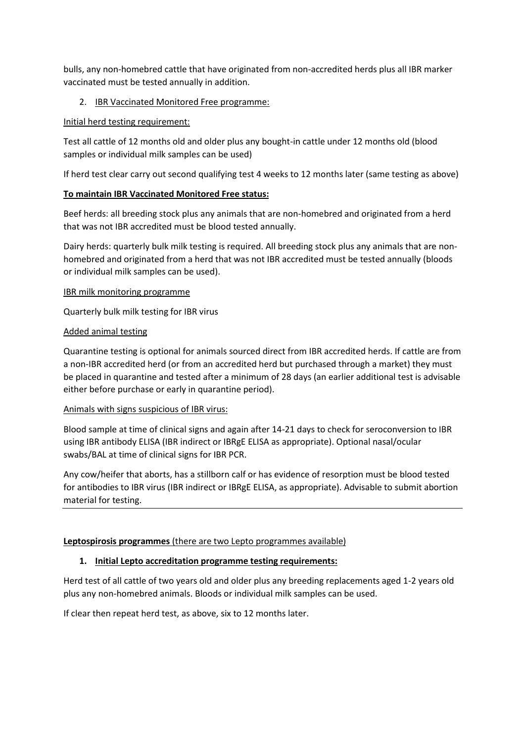bulls, any non-homebred cattle that have originated from non-accredited herds plus all IBR marker vaccinated must be tested annually in addition.

2. IBR Vaccinated Monitored Free programme:

Initial herd testing requirement:

Test all cattle of 12 months old and older plus any bought-in cattle under 12 months old (blood samples or individual milk samples can be used)

If herd test clear carry out second qualifying test 4 weeks to 12 months later (same testing as above)

**To maintain IBR Vaccinated Monitored Free status:**

Beef herds: all breeding stock plus any animals that are non-homebred and originated from a herd that was not IBR accredited must be blood tested annually.

Dairy herds: quarterly bulk milk testing is required. All breeding stock plus any animals that are non-homebred and originated from a herd that was not IBR accredited must be tested annually (bloods or individual milk samples can be used).

IBR milk monitoring programme

Quarterly bulk milk testing for IBR virus

Added animal testing

Quarantine testing is optional for animals sourced direct from IBR accredited herds. If cattle are from a non-IBR accredited herd (or from an accredited herd but purchased through a market) they must be placed in quarantine and tested after a minimum of 28 days (an earlier additional test is advisable either before purchase or early in quarantine period).

Animals with signs suspicious of IBR virus:

Blood sample at time of clinical signs and again after 14-21 days to check for seroconversion to IBR using IBR antibody ELISA (IBR indirect or IBRgE ELISA as appropriate). Optional nasal/ocular swabs/BAL at time of clinical signs for IBR PCR.

Any cow/heifer that aborts, has a stillborn calf or has evidence of resorption must be blood tested for antibodies to IBR virus (IBR indirect or IBRgE ELISA, as appropriate). Advisable to submit abortion material for testing.

---

**Leptospirosis programmes** (there are two Lepto programmes available)

1. **Initial Lepto accreditation programme testing requirements:**

Herd test of all cattle of two years old and older plus any breeding replacements aged 1-2 years old plus any non-homebred animals. Bloods or individual milk samples can be used.

If clear then repeat herd test, as above, six to 12 months later.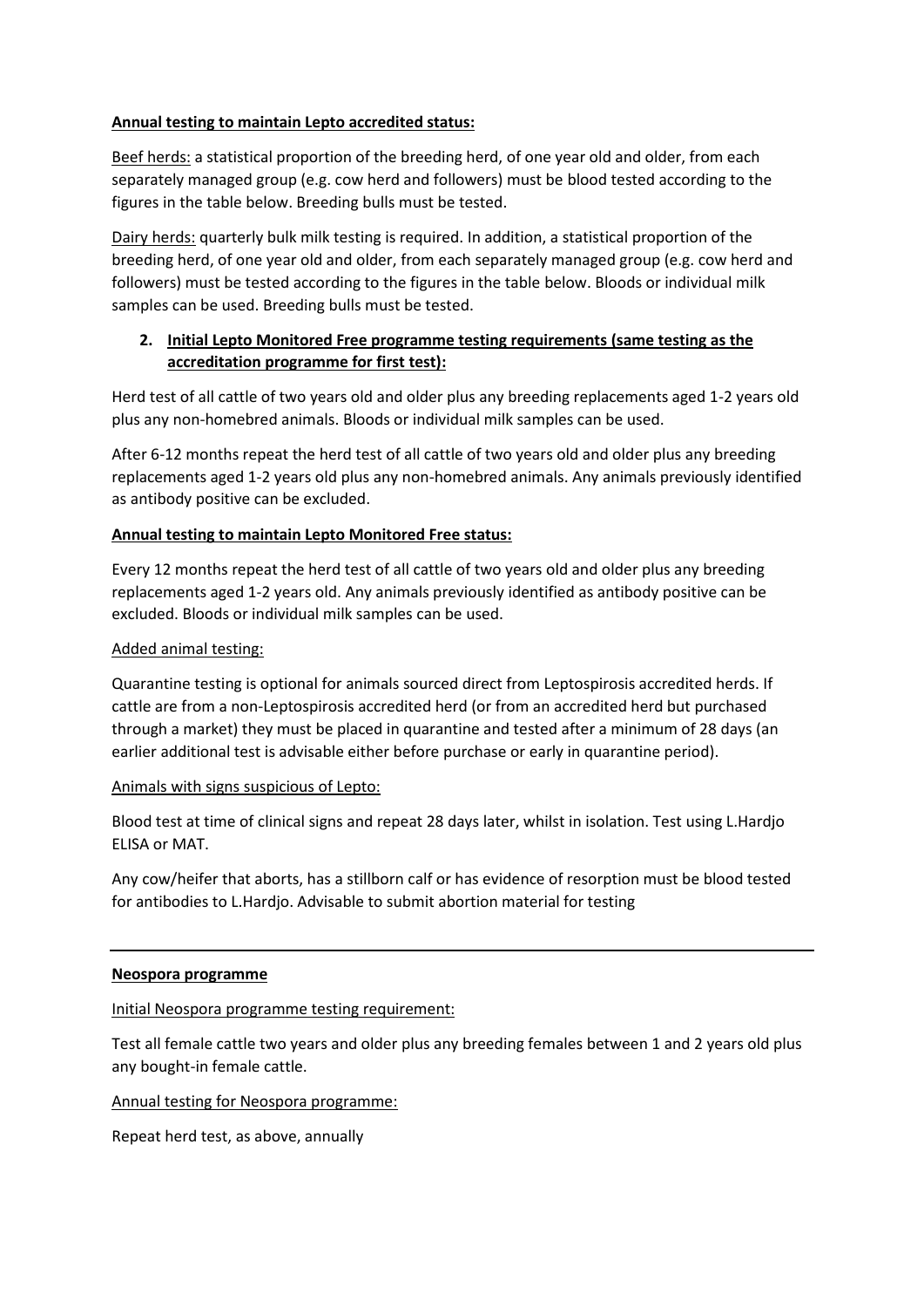**Annual testing to maintain Lepto accredited status:**

Beef herds: a statistical proportion of the breeding herd, of one year old and older, from each separately managed group (e.g. cow herd and followers) must be blood tested according to the figures in the table below. Breeding bulls must be tested.

Dairy herds: quarterly bulk milk testing is required. In addition, a statistical proportion of the breeding herd, of one year old and older, from each separately managed group (e.g. cow herd and followers) must be tested according to the figures in the table below. Bloods or individual milk samples can be used. Breeding bulls must be tested.

2. **Initial Lepto Monitored Free programme testing requirements (same testing as the accreditation programme for first test):**

Herd test of all cattle of two years old and older plus any breeding replacements aged 1-2 years old plus any non-homebred animals. Bloods or individual milk samples can be used.

After 6-12 months repeat the herd test of all cattle of two years old and older plus any breeding replacements aged 1-2 years old plus any non-homebred animals. Any animals previously identified as antibody positive can be excluded.

**Annual testing to maintain Lepto Monitored Free status:**

Every 12 months repeat the herd test of all cattle of two years old and older plus any breeding replacements aged 1-2 years old. Any animals previously identified as antibody positive can be excluded. Bloods or individual milk samples can be used.

Added animal testing:

Quarantine testing is optional for animals sourced direct from Leptospirosis accredited herds. If cattle are from a non-Leptospirosis accredited herd (or from an accredited herd but purchased through a market) they must be placed in quarantine and tested after a minimum of 28 days (an earlier additional test is advisable either before purchase or early in quarantine period).

Animals with signs suspicious of Lepto:

Blood test at time of clinical signs and repeat 28 days later, whilst in isolation. Test using L.Hardjo ELISA or MAT.

Any cow/heifer that aborts, has a stillborn calf or has evidence of resorption must be blood tested for antibodies to L.Hardjo. Advisable to submit abortion material for testing

---

**Neospora programme**

Initial Neospora programme testing requirement:

Test all female cattle two years and older plus any breeding females between 1 and 2 years old plus any bought-in female cattle.

Annual testing for Neospora programme:

Repeat herd test, as above, annually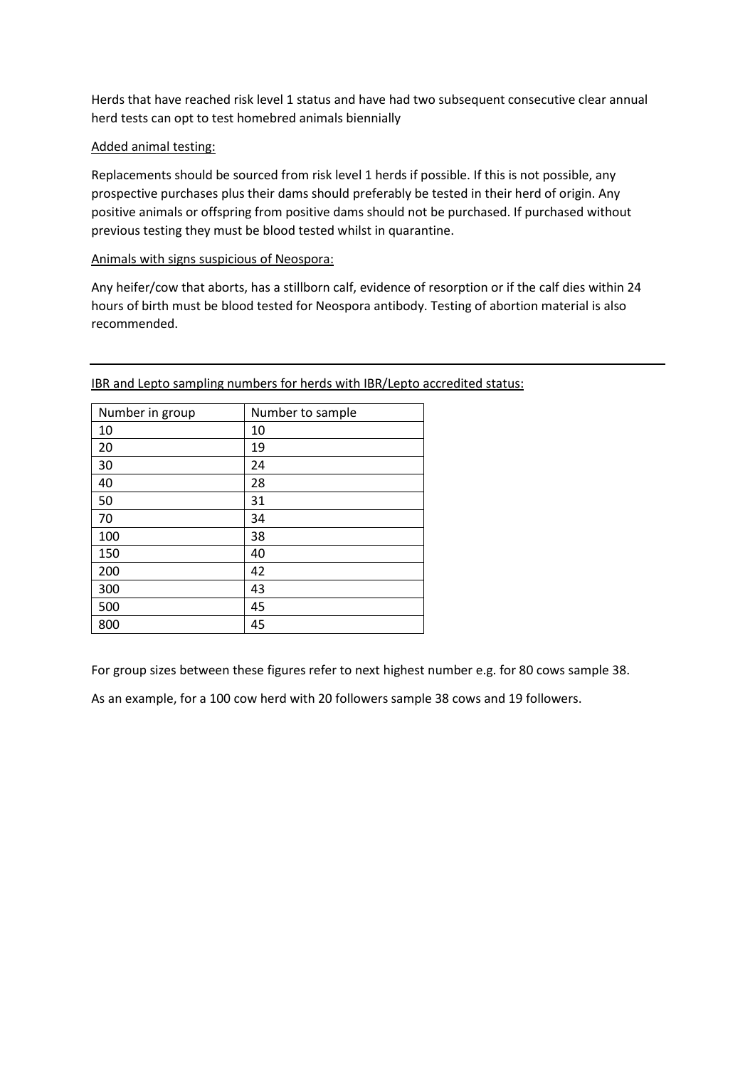Herds that have reached risk level 1 status and have had two subsequent consecutive clear annual herd tests can opt to test homebred animals biennially

<u>Added animal testing:</u>

Replacements should be sourced from risk level 1 herds if possible. If this is not possible, any prospective purchases plus their dams should preferably be tested in their herd of origin. Any positive animals or offspring from positive dams should not be purchased. If purchased without previous testing they must be blood tested whilst in quarantine.

<u>Animals with signs suspicious of Neospora:</u>

Any heifer/cow that aborts, has a stillborn calf, evidence of resorption or if the calf dies within 24 hours of birth must be blood tested for Neospora antibody. Testing of abortion material is also recommended.

---

<u>IBR and Lepto sampling numbers for herds with IBR/Lepto accredited status:</u>

| Number in group | Number to sample |
|---|---|
| 10 | 10 |
| 20 | 19 |
| 30 | 24 |
| 40 | 28 |
| 50 | 31 |
| 70 | 34 |
| 100 | 38 |
| 150 | 40 |
| 200 | 42 |
| 300 | 43 |
| 500 | 45 |
| 800 | 45 |

For group sizes between these figures refer to next highest number e.g. for 80 cows sample 38.

As an example, for a 100 cow herd with 20 followers sample 38 cows and 19 followers.